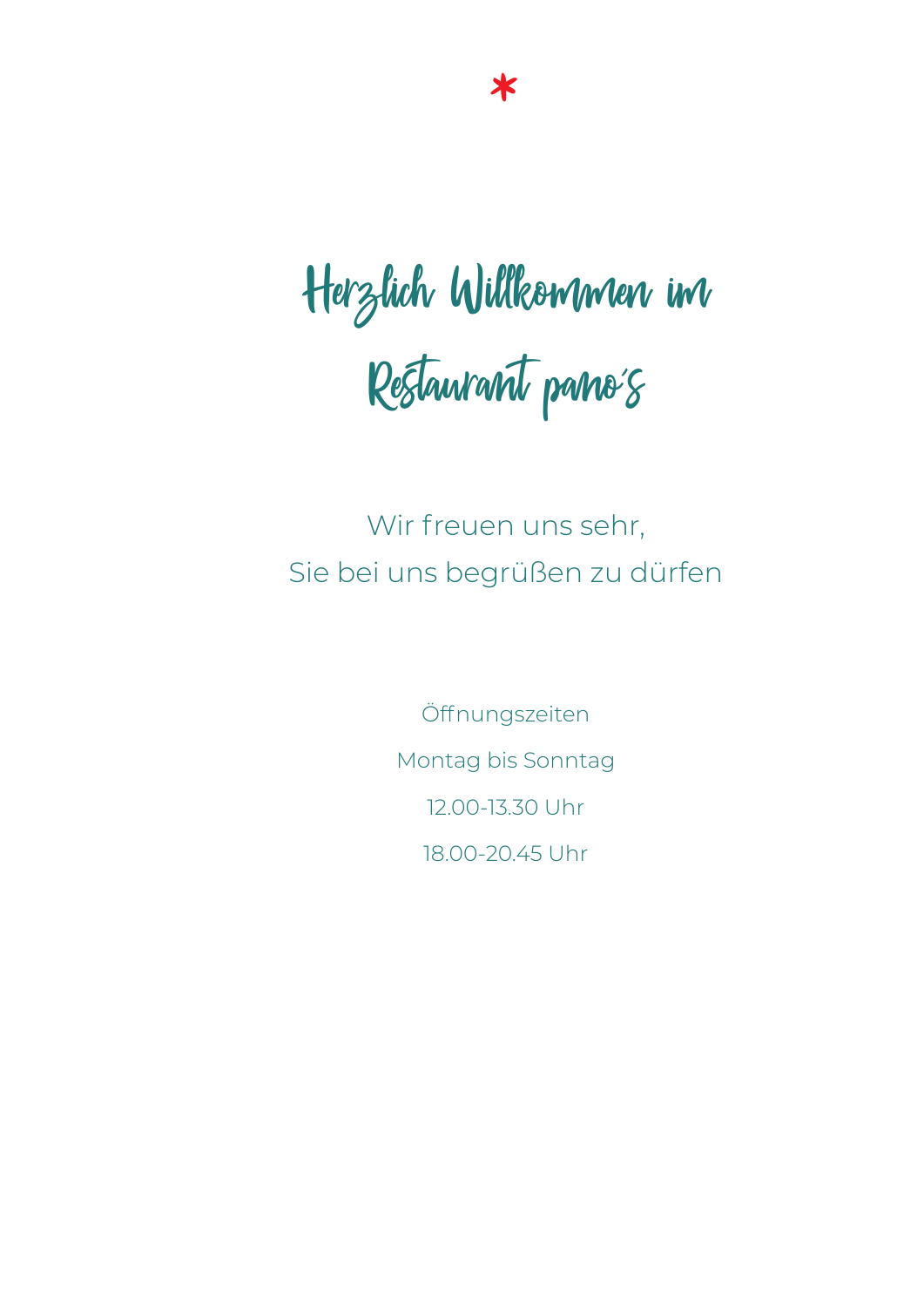*

# Herzlich Willkommen im Restaurant pano´s

Wir freuen uns sehr,
Sie bei uns begrüßen zu dürfen

Öffnungszeiten

Montag bis Sonntag

12.00-13.30 Uhr

18.00-20.45 Uhr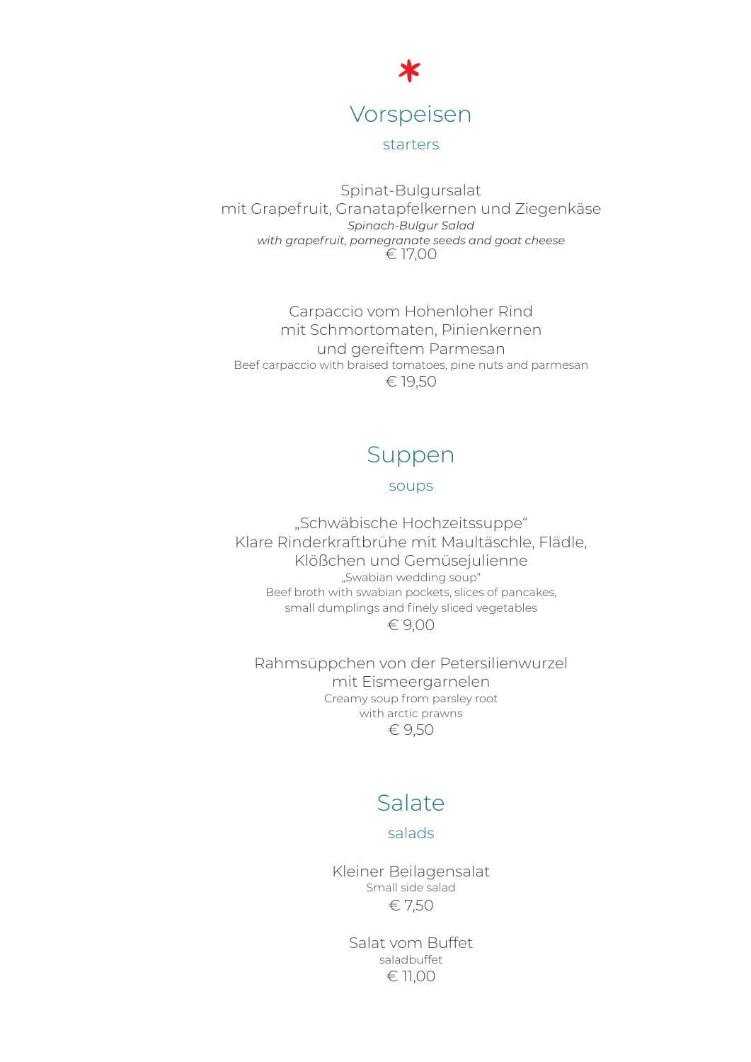\*

## Vorspeisen

starters

Spinat-Bulgursalat
mit Grapefruit, Granatapfelkernen und Ziegenkäse
*Spinach-Bulgur Salad*
*with grapefruit, pomegranate seeds and goat cheese*
€ 17,00

Carpaccio vom Hohenloher Rind
mit Schmortomaten, Pinienkernen
und gereiftem Parmesan
Beef carpaccio with braised tomatoes, pine nuts and parmesan
€ 19,50

## Suppen

soups

„Schwäbische Hochzeitssuppe“
Klare Rinderkraftbrühe mit Maultäschle, Flädle,
Klößchen und Gemüsejulienne
„Swabian wedding soup“
Beef broth with swabian pockets, slices of pancakes,
small dumplings and finely sliced vegetables
€ 9,00

Rahmsüppchen von der Petersilienwurzel
mit Eismeergarnelen
Creamy soup from parsley root
with arctic prawns
€ 9,50

## Salate

salads

Kleiner Beilagensalat
Small side salad
€ 7,50

Salat vom Buffet
saladbuffet
€ 11,00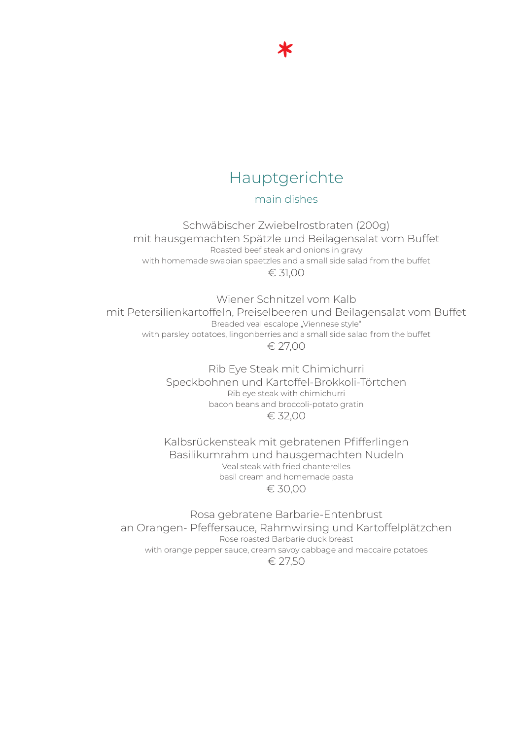# Hauptgerichte

## main dishes

Schwäbischer Zwiebelrostbraten (200g)
mit hausgemachten Spätzle und Beilagensalat vom Buffet
Roasted beef steak and onions in gravy
with homemade swabian spaetzles and a small side salad from the buffet
€ 31,00

Wiener Schnitzel vom Kalb
mit Petersilienkartoffeln, Preiselbeeren und Beilagensalat vom Buffet
Breaded veal escalope „Viennese style"
with parsley potatoes, lingonberries and a small side salad from the buffet
€ 27,00

Rib Eye Steak mit Chimichurri
Speckbohnen und Kartoffel-Brokkoli-Törtchen
Rib eye steak with chimichurri
bacon beans and broccoli-potato gratin
€ 32,00

Kalbsrückensteak mit gebratenen Pfifferlingen
Basilikumrahm und hausgemachten Nudeln
Veal steak with fried chanterelles
basil cream and homemade pasta
€ 30,00

Rosa gebratene Barbarie-Entenbrust
an Orangen- Pfeffersauce, Rahmwirsing und Kartoffelplätzchen
Rose roasted Barbarie duck breast
with orange pepper sauce, cream savoy cabbage and maccaire potatoes
€ 27,50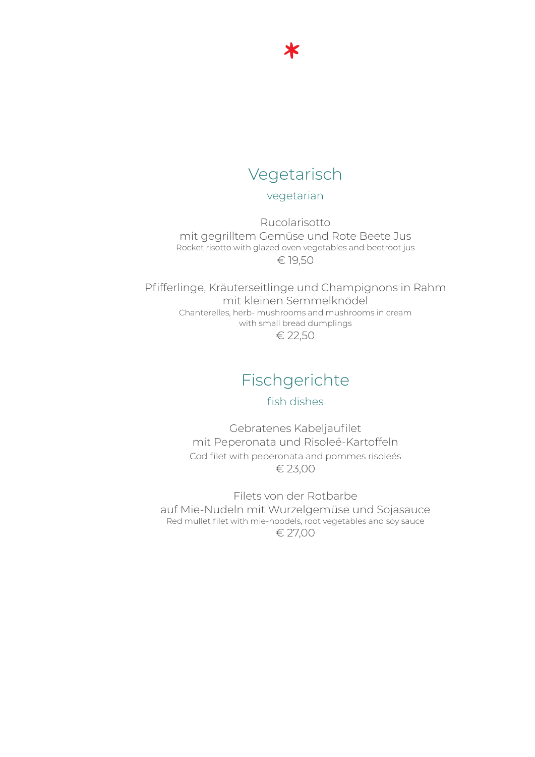*

## Vegetarisch

vegetarian

Rucolarisotto
mit gegrilltem Gemüse und Rote Beete Jus
Rocket risotto with glazed oven vegetables and beetroot jus
€ 19,50

Pfifferlinge, Kräuterseitlinge und Champignons in Rahm
mit kleinen Semmelknödel
Chanterelles, herb- mushrooms and mushrooms in cream
with small bread dumplings
€ 22,50

## Fischgerichte

fish dishes

Gebratenes Kabeljaufilet
mit Peperonata und Risoleé-Kartoffeln
Cod filet with peperonata and pommes risoleés
€ 23,00

Filets von der Rotbarbe
auf Mie-Nudeln mit Wurzelgemüse und Sojasauce
Red mullet filet with mie-noodels, root vegetables and soy sauce
€ 27,00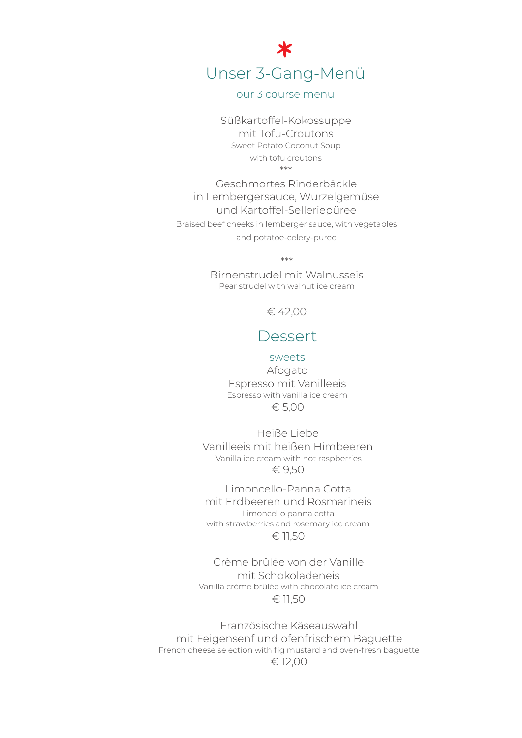# Unser 3-Gang-Menü

## our 3 course menu

Süßkartoffel-Kokossuppe
mit Tofu-Croutons
Sweet Potato Coconut Soup
with tofu croutons

***

Geschmortes Rinderbäckle
in Lembergersauce, Wurzelgemüse
und Kartoffel-Selleriepüree
Braised beef cheeks in lemberger sauce, with vegetables
and potatoe-celery-puree

***

Birnenstrudel mit Walnusseis
Pear strudel with walnut ice cream

€ 42,00

# Dessert

## sweets

Afogato
Espresso mit Vanilleeis
Espresso with vanilla ice cream
€ 5,00

Heiße Liebe
Vanilleeis mit heißen Himbeeren
Vanilla ice cream with hot raspberries
€ 9,50

Limoncello-Panna Cotta
mit Erdbeeren und Rosmarineis
Limoncello panna cotta
with strawberries and rosemary ice cream
€ 11,50

Crème brûlée von der Vanille
mit Schokoladeneis
Vanilla crème brûlée with chocolate ice cream
€ 11,50

Französische Käseauswahl
mit Feigensenf und ofenfrischem Baguette
French cheese selection with fig mustard and oven-fresh baguette
€ 12,00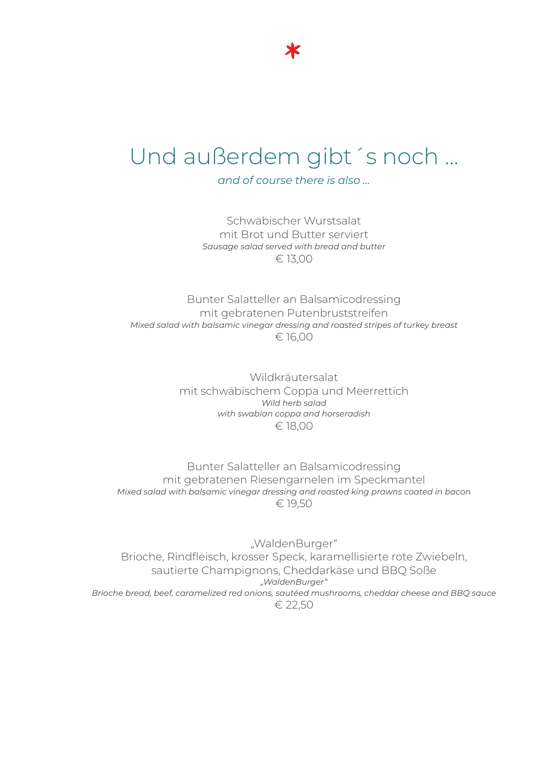*

# Und außerdem gibt´s noch ...

*and of course there is also ...*

Schwäbischer Wurstsalat
mit Brot und Butter serviert
*Sausage salad served with bread and butter*
€ 13,00

Bunter Salatteller an Balsamicodressing
mit gebratenen Putenbruststreifen
*Mixed salad with balsamic vinegar dressing and roasted stripes of turkey breast*
€ 16,00

Wildkräutersalat
mit schwäbischem Coppa und Meerrettich
*Wild herb salad*
*with swabian coppa and horseradish*
€ 18,00

Bunter Salatteller an Balsamicodressing
mit gebratenen Riesengarnelen im Speckmantel
*Mixed salad with balsamic vinegar dressing and roasted king prawns coated in bacon*
€ 19,50

„WaldenBurger"
Brioche, Rindfleisch, krosser Speck, karamellisierte rote Zwiebeln,
sautierte Champignons, Cheddarkäse und BBQ Soße
*„WaldenBurger"*
*Brioche bread, beef, caramelized red onions, sautéed mushrooms, cheddar cheese and BBQ sauce*
€ 22,50